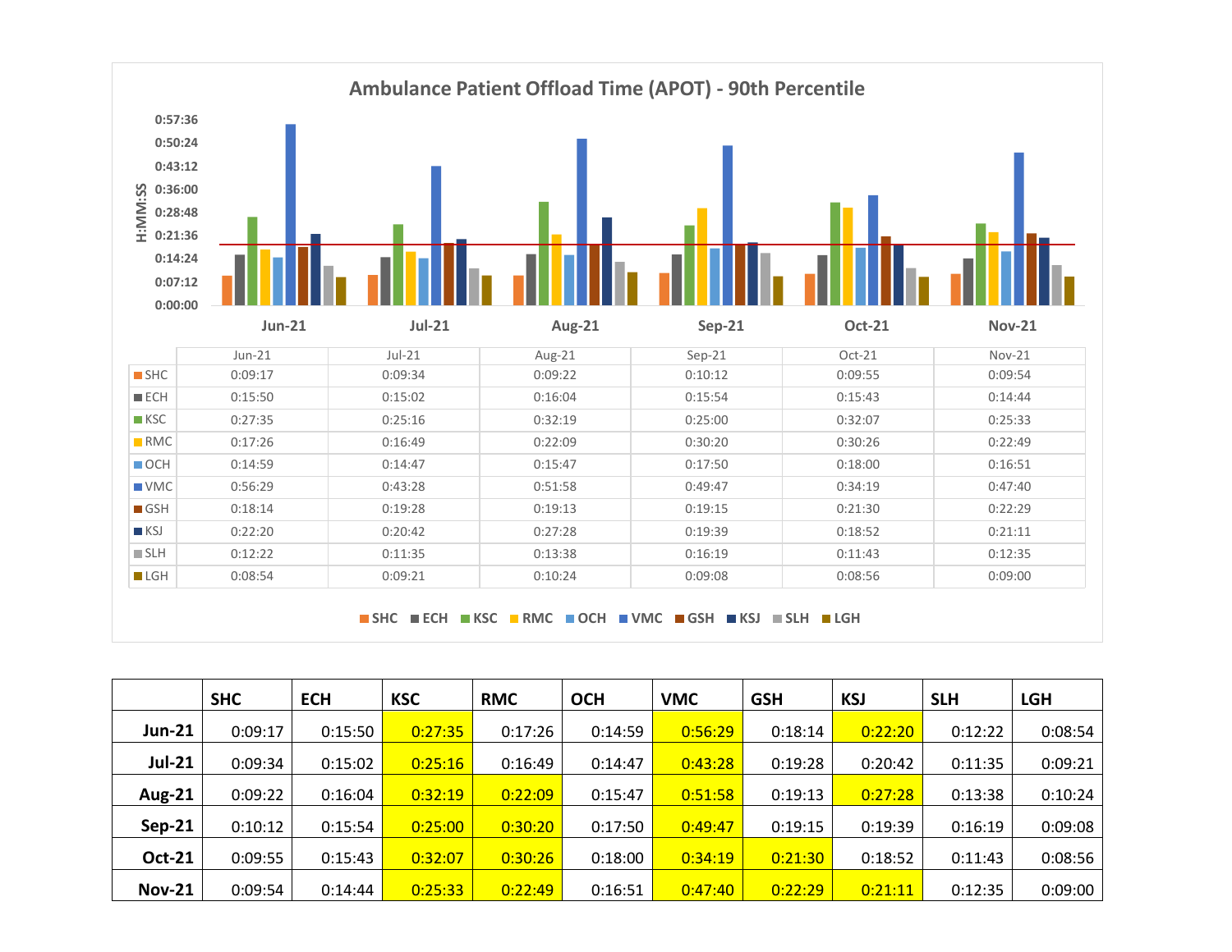## Ambulance Patient Offload Time (APOT) - 90th Percentile

| | Jun-21 | Jul-21 | Aug-21 | Sep-21 | Oct-21 | Nov-21 |
|---|---|---|---|---|---|---|
| SHC | 0:09:17 | 0:09:34 | 0:09:22 | 0:10:12 | 0:09:55 | 0:09:54 |
| ECH | 0:15:50 | 0:15:02 | 0:16:04 | 0:15:54 | 0:15:43 | 0:14:44 |
| KSC | 0:27:35 | 0:25:16 | 0:32:19 | 0:25:00 | 0:32:07 | 0:25:33 |
| RMC | 0:17:26 | 0:16:49 | 0:22:09 | 0:30:20 | 0:30:26 | 0:22:49 |
| OCH | 0:14:59 | 0:14:47 | 0:15:47 | 0:17:50 | 0:18:00 | 0:16:51 |
| VMC | 0:56:29 | 0:43:28 | 0:51:58 | 0:49:47 | 0:34:19 | 0:47:40 |
| GSH | 0:18:14 | 0:19:28 | 0:19:13 | 0:19:15 | 0:21:30 | 0:22:29 |
| KSJ | 0:22:20 | 0:20:42 | 0:27:28 | 0:19:39 | 0:18:52 | 0:21:11 |
| SLH | 0:12:22 | 0:11:35 | 0:13:38 | 0:16:19 | 0:11:43 | 0:12:35 |
| LGH | 0:08:54 | 0:09:21 | 0:10:24 | 0:09:08 | 0:08:56 | 0:09:00 |

| | SHC | ECH | KSC | RMC | OCH | VMC | GSH | KSJ | SLH | LGH |
|---|---|---|---|---|---|---|---|---|---|---|
| **Jun-21** | 0:09:17 | 0:15:50 | 0:27:35 | 0:17:26 | 0:14:59 | 0:56:29 | 0:18:14 | 0:22:20 | 0:12:22 | 0:08:54 |
| **Jul-21** | 0:09:34 | 0:15:02 | 0:25:16 | 0:16:49 | 0:14:47 | 0:43:28 | 0:19:28 | 0:20:42 | 0:11:35 | 0:09:21 |
| **Aug-21** | 0:09:22 | 0:16:04 | 0:32:19 | 0:22:09 | 0:15:47 | 0:51:58 | 0:19:13 | 0:27:28 | 0:13:38 | 0:10:24 |
| **Sep-21** | 0:10:12 | 0:15:54 | 0:25:00 | 0:30:20 | 0:17:50 | 0:49:47 | 0:19:15 | 0:19:39 | 0:16:19 | 0:09:08 |
| **Oct-21** | 0:09:55 | 0:15:43 | 0:32:07 | 0:30:26 | 0:18:00 | 0:34:19 | 0:21:30 | 0:18:52 | 0:11:43 | 0:08:56 |
| **Nov-21** | 0:09:54 | 0:14:44 | 0:25:33 | 0:22:49 | 0:16:51 | 0:47:40 | 0:22:29 | 0:21:11 | 0:12:35 | 0:09:00 |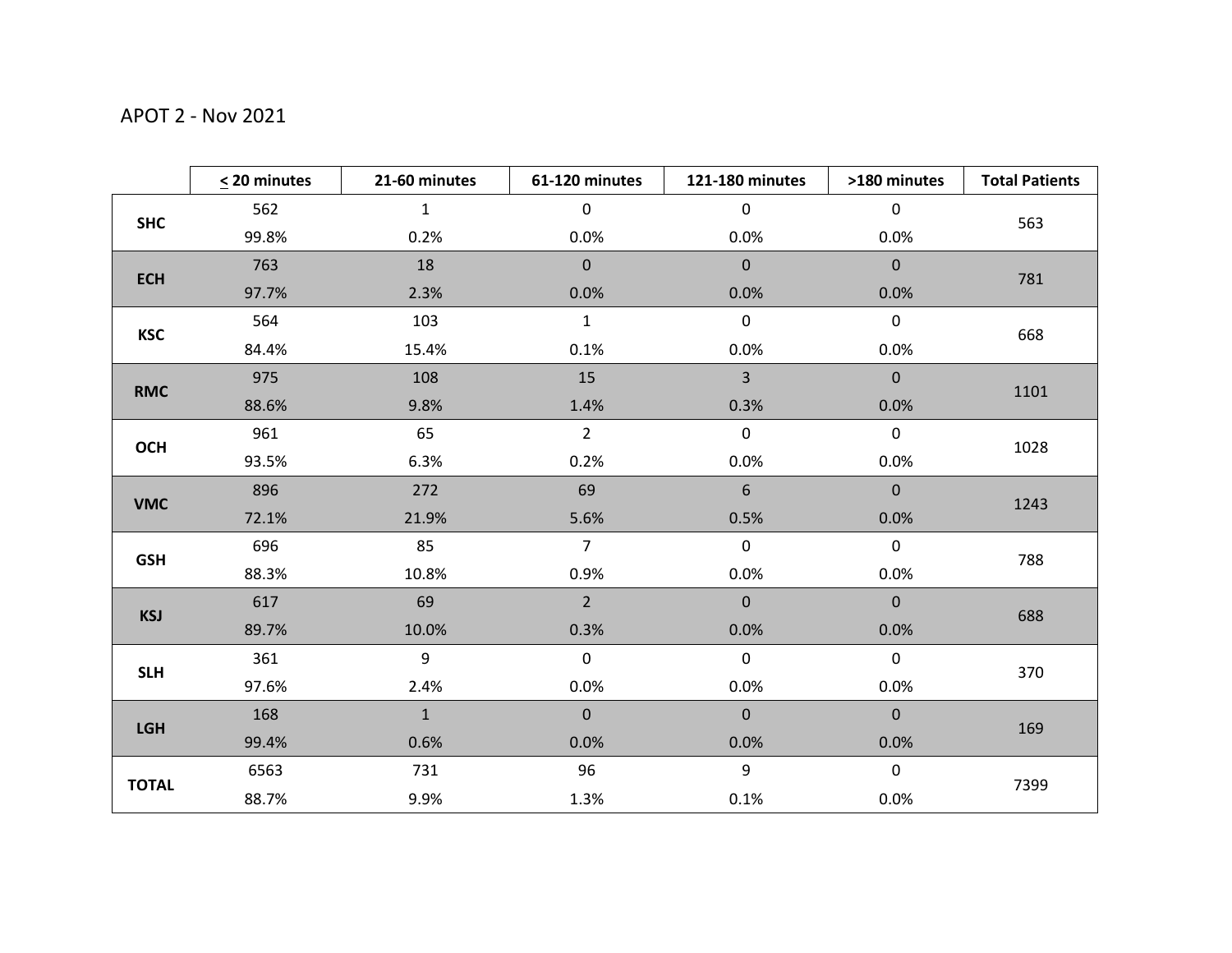APOT 2 - Nov 2021

| | ≤ 20 minutes | 21-60 minutes | 61-120 minutes | 121-180 minutes | >180 minutes | Total Patients |
|---|---|---|---|---|---|---|
| **SHC** | 562 | 1 | 0 | 0 | 0 | 563 |
| | 99.8% | 0.2% | 0.0% | 0.0% | 0.0% | |
| **ECH** | 763 | 18 | 0 | 0 | 0 | 781 |
| | 97.7% | 2.3% | 0.0% | 0.0% | 0.0% | |
| **KSC** | 564 | 103 | 1 | 0 | 0 | 668 |
| | 84.4% | 15.4% | 0.1% | 0.0% | 0.0% | |
| **RMC** | 975 | 108 | 15 | 3 | 0 | 1101 |
| | 88.6% | 9.8% | 1.4% | 0.3% | 0.0% | |
| **OCH** | 961 | 65 | 2 | 0 | 0 | 1028 |
| | 93.5% | 6.3% | 0.2% | 0.0% | 0.0% | |
| **VMC** | 896 | 272 | 69 | 6 | 0 | 1243 |
| | 72.1% | 21.9% | 5.6% | 0.5% | 0.0% | |
| **GSH** | 696 | 85 | 7 | 0 | 0 | 788 |
| | 88.3% | 10.8% | 0.9% | 0.0% | 0.0% | |
| **KSJ** | 617 | 69 | 2 | 0 | 0 | 688 |
| | 89.7% | 10.0% | 0.3% | 0.0% | 0.0% | |
| **SLH** | 361 | 9 | 0 | 0 | 0 | 370 |
| | 97.6% | 2.4% | 0.0% | 0.0% | 0.0% | |
| **LGH** | 168 | 1 | 0 | 0 | 0 | 169 |
| | 99.4% | 0.6% | 0.0% | 0.0% | 0.0% | |
| **TOTAL** | 6563 | 731 | 96 | 9 | 0 | 7399 |
| | 88.7% | 9.9% | 1.3% | 0.1% | 0.0% | |